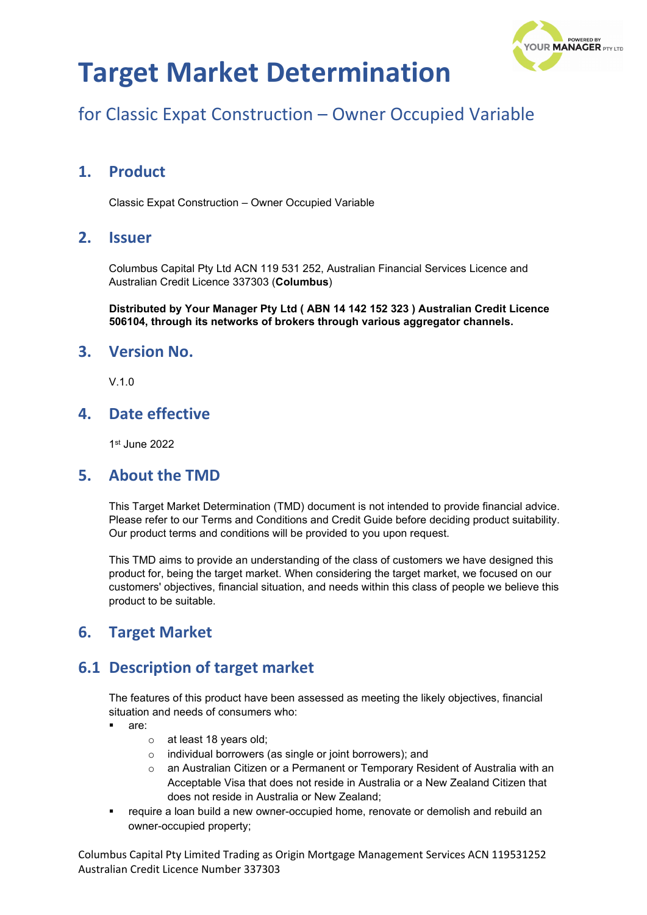# Target Market Determination

## for Classic Expat Construction – Owner Occupied Variable

## 1. Product

Classic Expat Construction – Owner Occupied Variable

## 2. Issuer

Columbus Capital Pty Ltd ACN 119 531 252, Australian Financial Services Licence and Australian Credit Licence 337303 (**Columbus**)

**Distributed by Your Manager Pty Ltd ( ABN 14 142 152 323 ) Australian Credit Licence 506104, through its networks of brokers through various aggregator channels.**

## 3. Version No.

V.1.0

## 4. Date effective

1st June 2022

## 5. About the TMD

This Target Market Determination (TMD) document is not intended to provide financial advice. Please refer to our Terms and Conditions and Credit Guide before deciding product suitability. Our product terms and conditions will be provided to you upon request.

This TMD aims to provide an understanding of the class of customers we have designed this product for, being the target market. When considering the target market, we focused on our customers' objectives, financial situation, and needs within this class of people we believe this product to be suitable.

## 6. Target Market

## 6.1 Description of target market

The features of this product have been assessed as meeting the likely objectives, financial situation and needs of consumers who:

- are:
  - at least 18 years old;
  - individual borrowers (as single or joint borrowers); and
  - an Australian Citizen or a Permanent or Temporary Resident of Australia with an Acceptable Visa that does not reside in Australia or a New Zealand Citizen that does not reside in Australia or New Zealand;
- require a loan build a new owner-occupied home, renovate or demolish and rebuild an owner-occupied property;

Columbus Capital Pty Limited Trading as Origin Mortgage Management Services ACN 119531252
Australian Credit Licence Number 337303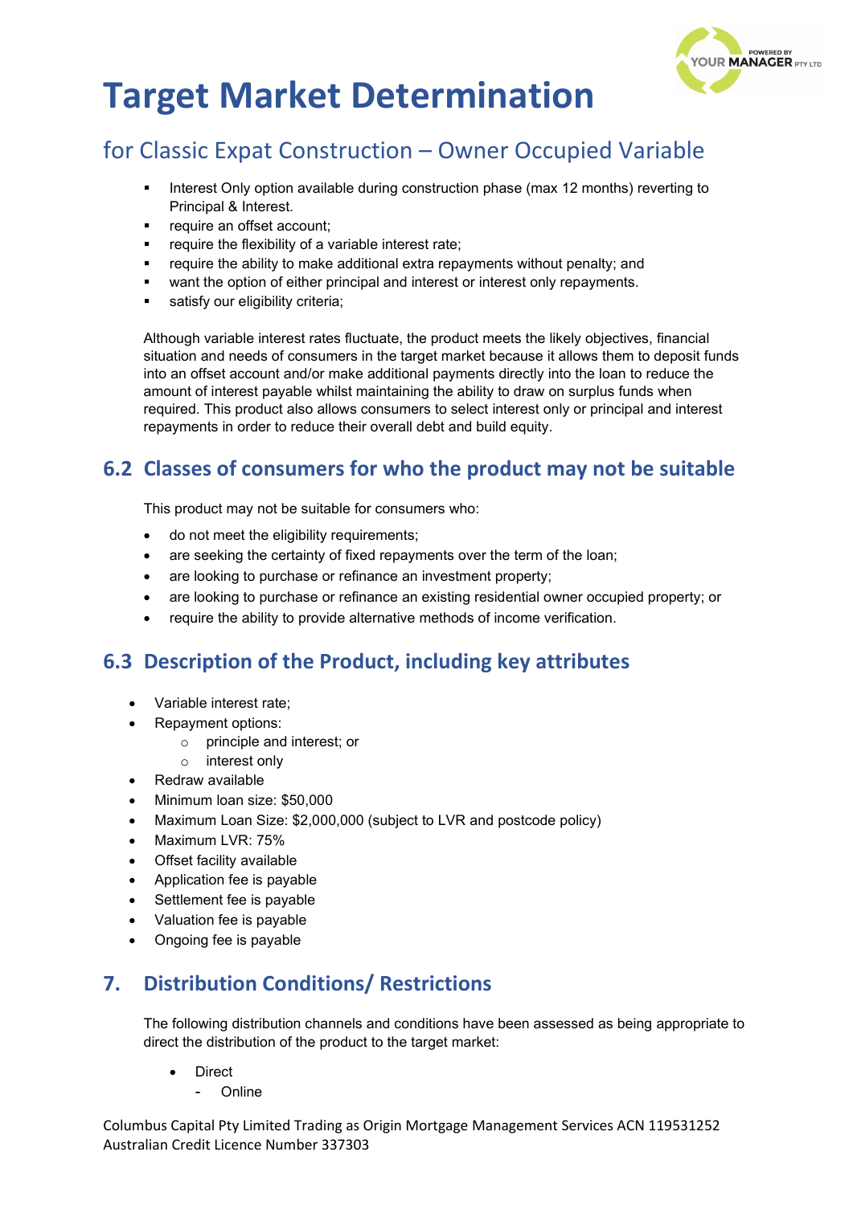# Target Market Determination

## for Classic Expat Construction – Owner Occupied Variable

- Interest Only option available during construction phase (max 12 months) reverting to Principal & Interest.
- require an offset account;
- require the flexibility of a variable interest rate;
- require the ability to make additional extra repayments without penalty; and
- want the option of either principal and interest or interest only repayments.
- satisfy our eligibility criteria;

Although variable interest rates fluctuate, the product meets the likely objectives, financial situation and needs of consumers in the target market because it allows them to deposit funds into an offset account and/or make additional payments directly into the loan to reduce the amount of interest payable whilst maintaining the ability to draw on surplus funds when required. This product also allows consumers to select interest only or principal and interest repayments in order to reduce their overall debt and build equity.

## 6.2 Classes of consumers for who the product may not be suitable

This product may not be suitable for consumers who:

- do not meet the eligibility requirements;
- are seeking the certainty of fixed repayments over the term of the loan;
- are looking to purchase or refinance an investment property;
- are looking to purchase or refinance an existing residential owner occupied property; or
- require the ability to provide alternative methods of income verification.

## 6.3 Description of the Product, including key attributes

- Variable interest rate;
- Repayment options:
  - principle and interest; or
  - interest only
- Redraw available
- Minimum loan size: $50,000
- Maximum Loan Size: $2,000,000 (subject to LVR and postcode policy)
- Maximum LVR: 75%
- Offset facility available
- Application fee is payable
- Settlement fee is payable
- Valuation fee is payable
- Ongoing fee is payable

## 7. Distribution Conditions/ Restrictions

The following distribution channels and conditions have been assessed as being appropriate to direct the distribution of the product to the target market:

- Direct
  - Online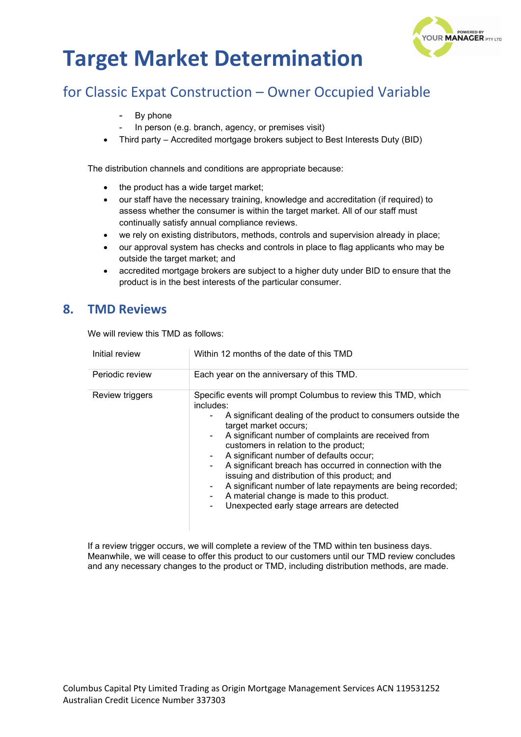- By phone
  - In person (e.g. branch, agency, or premises visit)
- Third party – Accredited mortgage brokers subject to Best Interests Duty (BID)

The distribution channels and conditions are appropriate because:

- the product has a wide target market;
- our staff have the necessary training, knowledge and accreditation (if required) to assess whether the consumer is within the target market. All of our staff must continually satisfy annual compliance reviews.
- we rely on existing distributors, methods, controls and supervision already in place;
- our approval system has checks and controls in place to flag applicants who may be outside the target market; and
- accredited mortgage brokers are subject to a higher duty under BID to ensure that the product is in the best interests of the particular consumer.

## 8. TMD Reviews

We will review this TMD as follows:

| | |
|---|---|
| Initial review | Within 12 months of the date of this TMD |
| Periodic review | Each year on the anniversary of this TMD. |
| Review triggers | Specific events will prompt Columbus to review this TMD, which includes:<br>- A significant dealing of the product to consumers outside the target market occurs;<br>- A significant number of complaints are received from customers in relation to the product;<br>- A significant number of defaults occur;<br>- A significant breach has occurred in connection with the issuing and distribution of this product; and<br>- A significant number of late repayments are being recorded;<br>- A material change is made to this product.<br>- Unexpected early stage arrears are detected |

If a review trigger occurs, we will complete a review of the TMD within ten business days. Meanwhile, we will cease to offer this product to our customers until our TMD review concludes and any necessary changes to the product or TMD, including distribution methods, are made.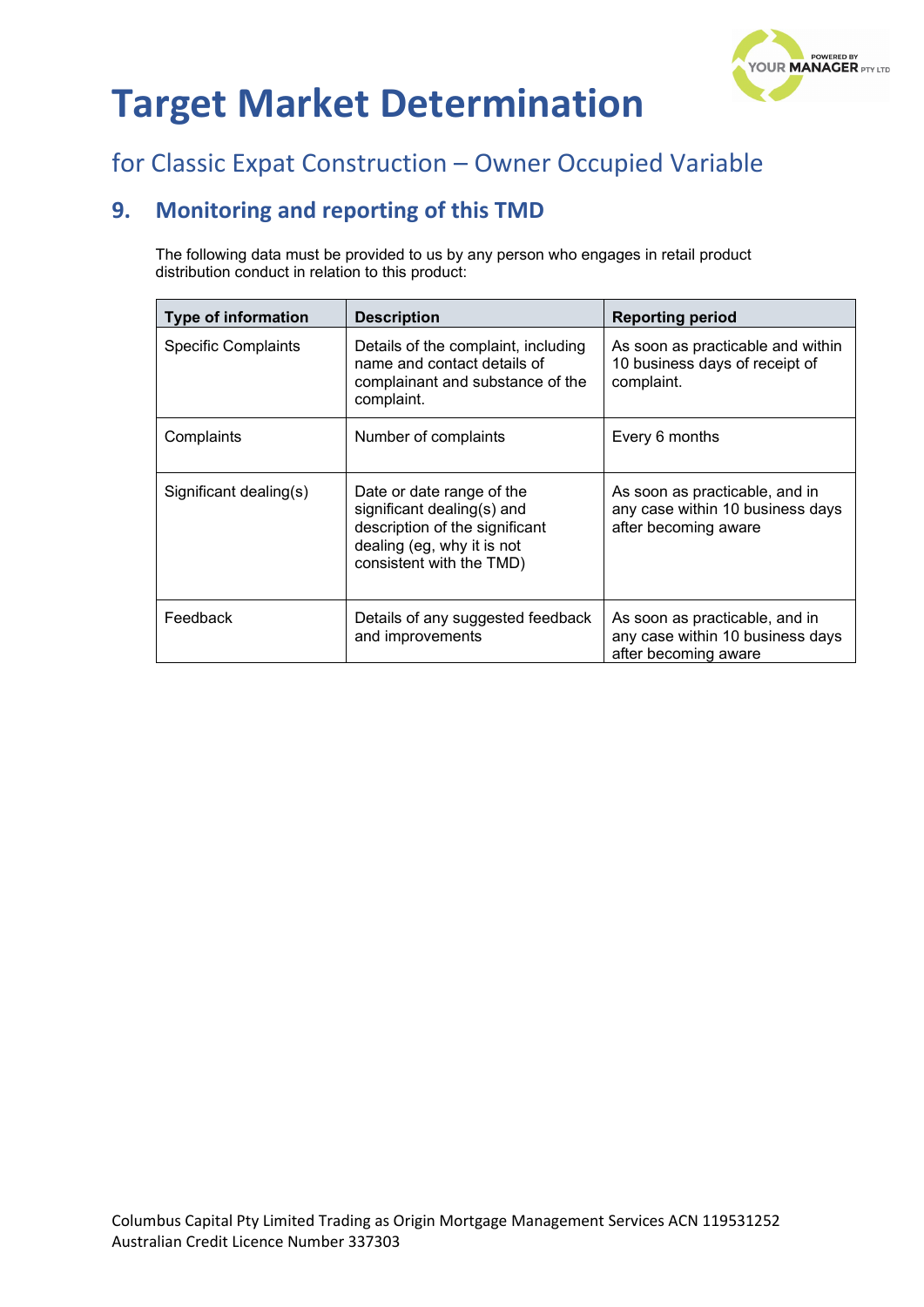# Target Market Determination

## for Classic Expat Construction – Owner Occupied Variable

## 9. Monitoring and reporting of this TMD

The following data must be provided to us by any person who engages in retail product distribution conduct in relation to this product:

| Type of information | Description | Reporting period |
|---|---|---|
| Specific Complaints | Details of the complaint, including name and contact details of complainant and substance of the complaint. | As soon as practicable and within 10 business days of receipt of complaint. |
| Complaints | Number of complaints | Every 6 months |
| Significant dealing(s) | Date or date range of the significant dealing(s) and description of the significant dealing (eg, why it is not consistent with the TMD) | As soon as practicable, and in any case within 10 business days after becoming aware |
| Feedback | Details of any suggested feedback and improvements | As soon as practicable, and in any case within 10 business days after becoming aware |

Columbus Capital Pty Limited Trading as Origin Mortgage Management Services ACN 119531252
Australian Credit Licence Number 337303